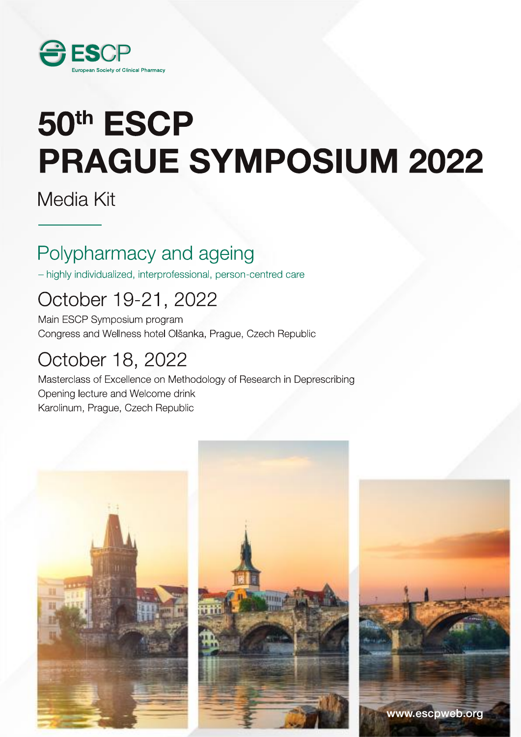ESCP

European Society of Clinical Pharmacy

# 50th ESCP PRAGUE SYMPOSIUM 2022

Media Kit

## Polypharmacy and ageing

– highly individualized, interprofessional, person-centred care

## October 19-21, 2022

Main ESCP Symposium program

Congress and Wellness hotel Olšanka, Prague, Czech Republic

## October 18, 2022

Masterclass of Excellence on Methodology of Research in Deprescribing

Opening lecture and Welcome drink

Karolinum, Prague, Czech Republic

www.escpweb.org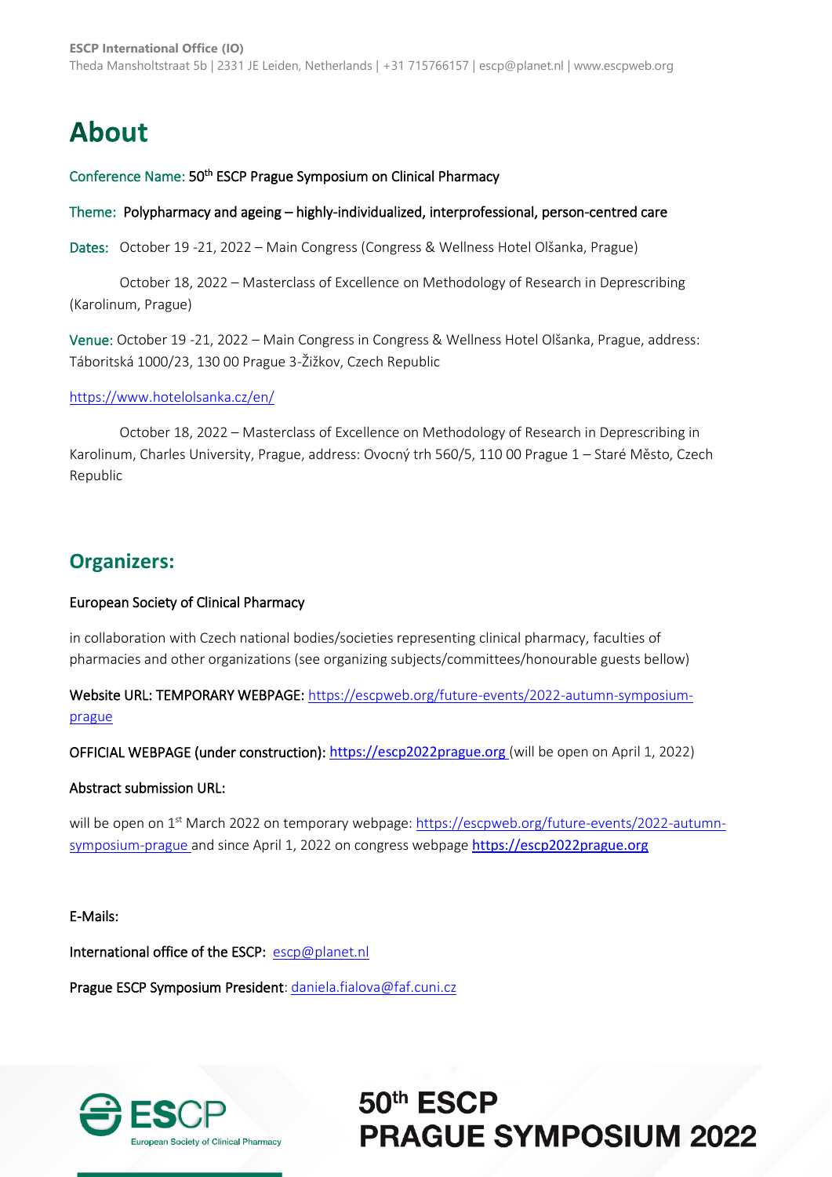# About

Conference Name: 50th ESCP Prague Symposium on Clinical Pharmacy

Theme: Polypharmacy and ageing – highly-individualized, interprofessional, person-centred care

Dates: October 19 -21, 2022 – Main Congress (Congress & Wellness Hotel Olšanka, Prague)

October 18, 2022 – Masterclass of Excellence on Methodology of Research in Deprescribing (Karolinum, Prague)

Venue: October 19 -21, 2022 – Main Congress in Congress & Wellness Hotel Olšanka, Prague, address: Táboritská 1000/23, 130 00 Prague 3-Žižkov, Czech Republic

https://www.hotelolsanka.cz/en/

October 18, 2022 – Masterclass of Excellence on Methodology of Research in Deprescribing in Karolinum, Charles University, Prague, address: Ovocný trh 560/5, 110 00 Prague 1 – Staré Město, Czech Republic

## Organizers:

European Society of Clinical Pharmacy

in collaboration with Czech national bodies/societies representing clinical pharmacy, faculties of pharmacies and other organizations (see organizing subjects/committees/honourable guests bellow)

Website URL: TEMPORARY WEBPAGE: https://escpweb.org/future-events/2022-autumn-symposium-prague

OFFICIAL WEBPAGE (under construction): https://escp2022prague.org (will be open on April 1, 2022)

Abstract submission URL:

will be open on 1st March 2022 on temporary webpage: https://escpweb.org/future-events/2022-autumn-symposium-prague and since April 1, 2022 on congress webpage **https://escp2022prague.org**

E-Mails:

International office of the ESCP: escp@planet.nl

Prague ESCP Symposium President: daniela.fialova@faf.cuni.cz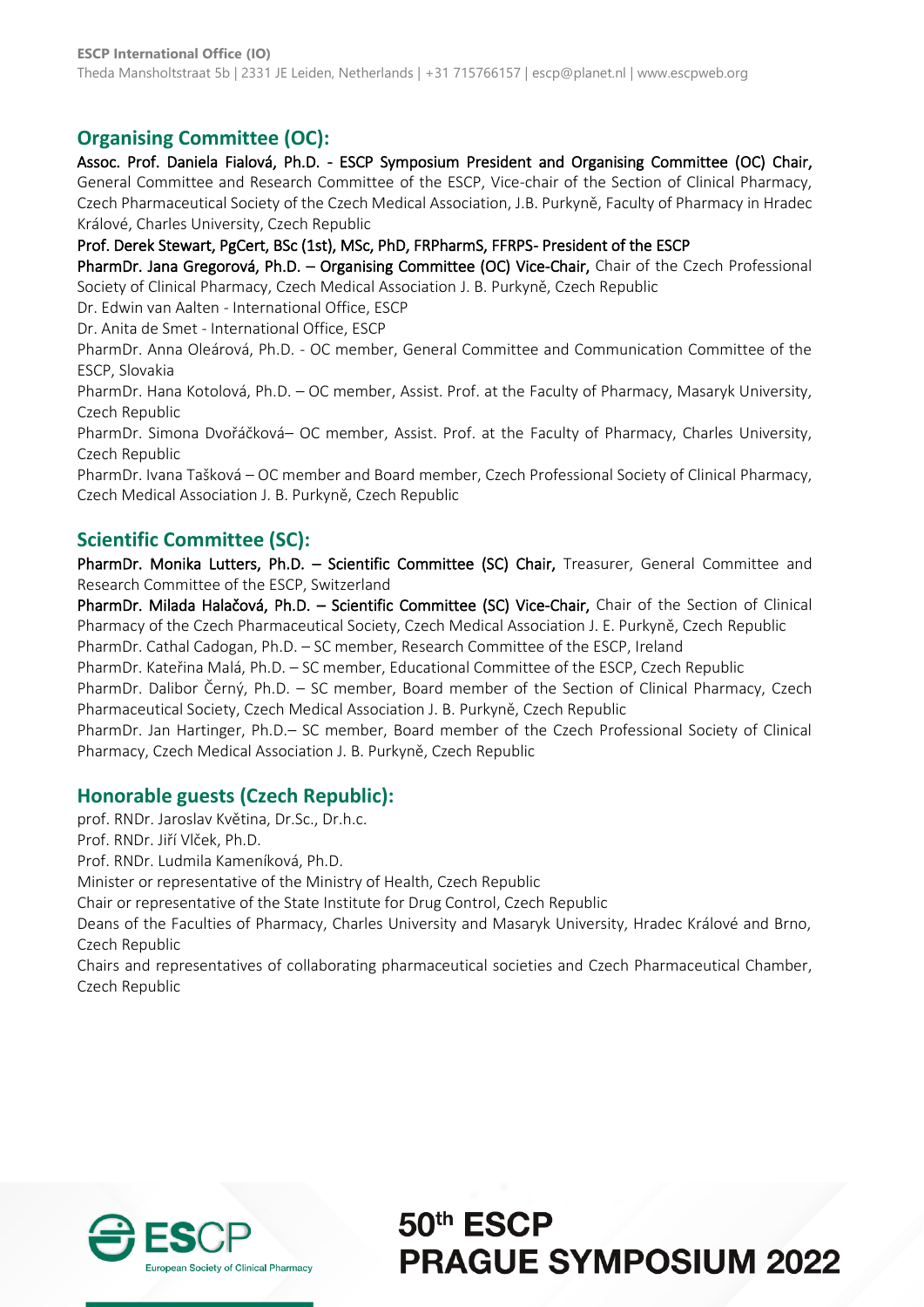## Organising Committee (OC):

**Assoc. Prof. Daniela Fialová, Ph.D. - ESCP Symposium President and Organising Committee (OC) Chair,** General Committee and Research Committee of the ESCP, Vice-chair of the Section of Clinical Pharmacy, Czech Pharmaceutical Society of the Czech Medical Association, J.B. Purkyně, Faculty of Pharmacy in Hradec Králové, Charles University, Czech Republic

**Prof. Derek Stewart, PgCert, BSc (1st), MSc, PhD, FRPharmS, FFRPS- President of the ESCP**

**PharmDr. Jana Gregorová, Ph.D. – Organising Committee (OC) Vice-Chair,** Chair of the Czech Professional Society of Clinical Pharmacy, Czech Medical Association J. B. Purkyně, Czech Republic

Dr. Edwin van Aalten - International Office, ESCP

Dr. Anita de Smet - International Office, ESCP

PharmDr. Anna Oleárová, Ph.D. - OC member, General Committee and Communication Committee of the ESCP, Slovakia

PharmDr. Hana Kotolová, Ph.D. – OC member, Assist. Prof. at the Faculty of Pharmacy, Masaryk University, Czech Republic

PharmDr. Simona Dvořáčková– OC member, Assist. Prof. at the Faculty of Pharmacy, Charles University, Czech Republic

PharmDr. Ivana Tašková – OC member and Board member, Czech Professional Society of Clinical Pharmacy, Czech Medical Association J. B. Purkyně, Czech Republic

## Scientific Committee (SC):

**PharmDr. Monika Lutters, Ph.D. – Scientific Committee (SC) Chair,** Treasurer, General Committee and Research Committee of the ESCP, Switzerland

**PharmDr. Milada Halačová, Ph.D. – Scientific Committee (SC) Vice-Chair,** Chair of the Section of Clinical Pharmacy of the Czech Pharmaceutical Society, Czech Medical Association J. E. Purkyně, Czech Republic

PharmDr. Cathal Cadogan, Ph.D. – SC member, Research Committee of the ESCP, Ireland

PharmDr. Kateřina Malá, Ph.D. – SC member, Educational Committee of the ESCP, Czech Republic

PharmDr. Dalibor Černý, Ph.D. – SC member, Board member of the Section of Clinical Pharmacy, Czech Pharmaceutical Society, Czech Medical Association J. B. Purkyně, Czech Republic

PharmDr. Jan Hartinger, Ph.D.– SC member, Board member of the Czech Professional Society of Clinical Pharmacy, Czech Medical Association J. B. Purkyně, Czech Republic

## Honorable guests (Czech Republic):

prof. RNDr. Jaroslav Květina, Dr.Sc., Dr.h.c.

Prof. RNDr. Jiří Vlček, Ph.D.

Prof. RNDr. Ludmila Kameníková, Ph.D.

Minister or representative of the Ministry of Health, Czech Republic

Chair or representative of the State Institute for Drug Control, Czech Republic

Deans of the Faculties of Pharmacy, Charles University and Masaryk University, Hradec Králové and Brno, Czech Republic

Chairs and representatives of collaborating pharmaceutical societies and Czech Pharmaceutical Chamber, Czech Republic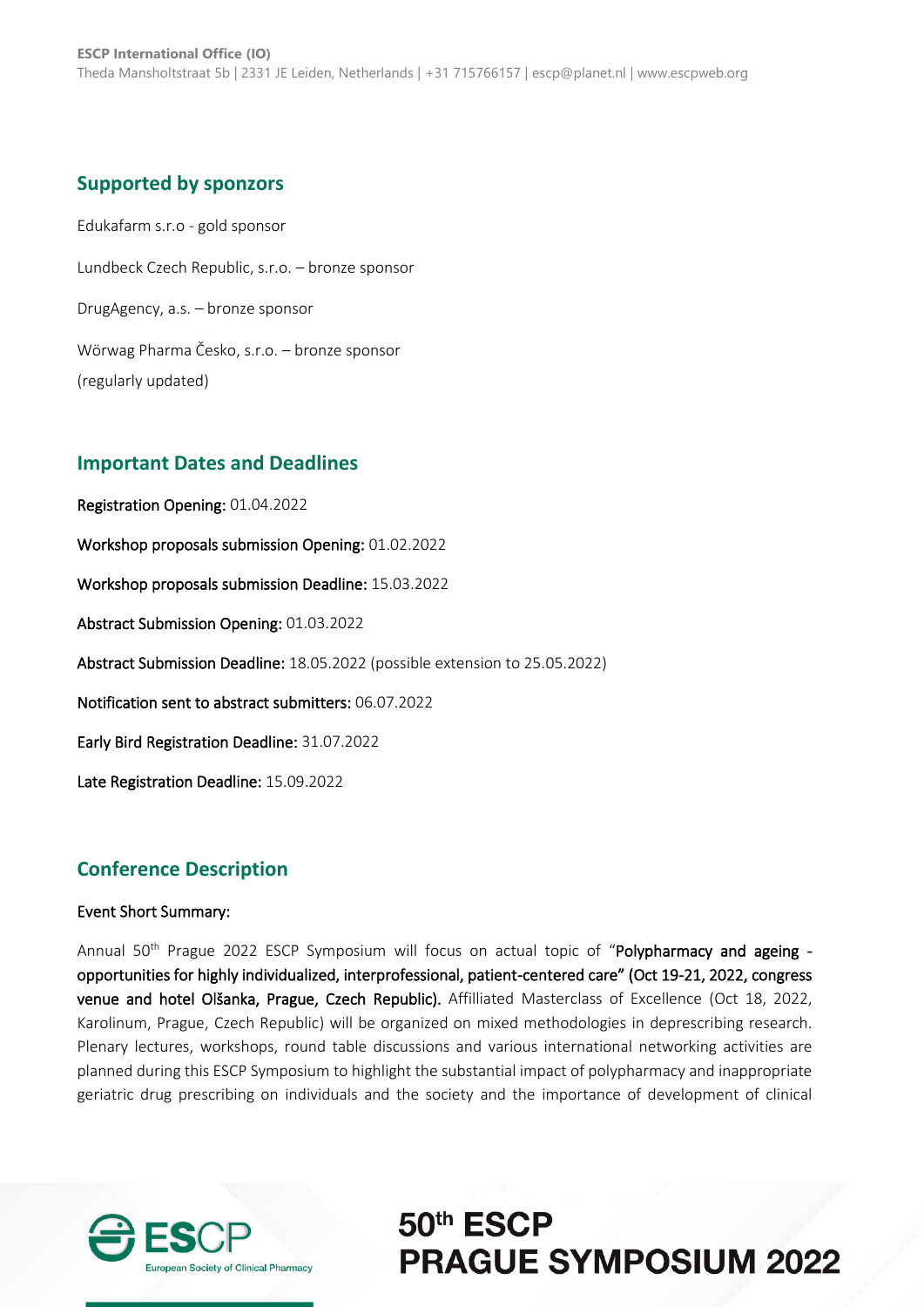## Supported by sponzors

Edukafarm s.r.o - gold sponsor

Lundbeck Czech Republic, s.r.o. – bronze sponsor

DrugAgency, a.s. – bronze sponsor

Wörwag Pharma Česko, s.r.o. – bronze sponsor

(regularly updated)

## Important Dates and Deadlines

**Registration Opening:** 01.04.2022

**Workshop proposals submission Opening:** 01.02.2022

**Workshop proposals submission Deadline:** 15.03.2022

**Abstract Submission Opening:** 01.03.2022

**Abstract Submission Deadline:** 18.05.2022 (possible extension to 25.05.2022)

**Notification sent to abstract submitters:** 06.07.2022

**Early Bird Registration Deadline:** 31.07.2022

**Late Registration Deadline:** 15.09.2022

## Conference Description

**Event Short Summary:**

Annual 50th Prague 2022 ESCP Symposium will focus on actual topic of "**Polypharmacy and ageing - opportunities for highly individualized, interprofessional, patient-centered care" (Oct 19-21, 2022, congress venue and hotel Olšanka, Prague, Czech Republic).** Affilliated Masterclass of Excellence (Oct 18, 2022, Karolinum, Prague, Czech Republic) will be organized on mixed methodologies in deprescribing research. Plenary lectures, workshops, round table discussions and various international networking activities are planned during this ESCP Symposium to highlight the substantial impact of polypharmacy and inappropriate geriatric drug prescribing on individuals and the society and the importance of development of clinical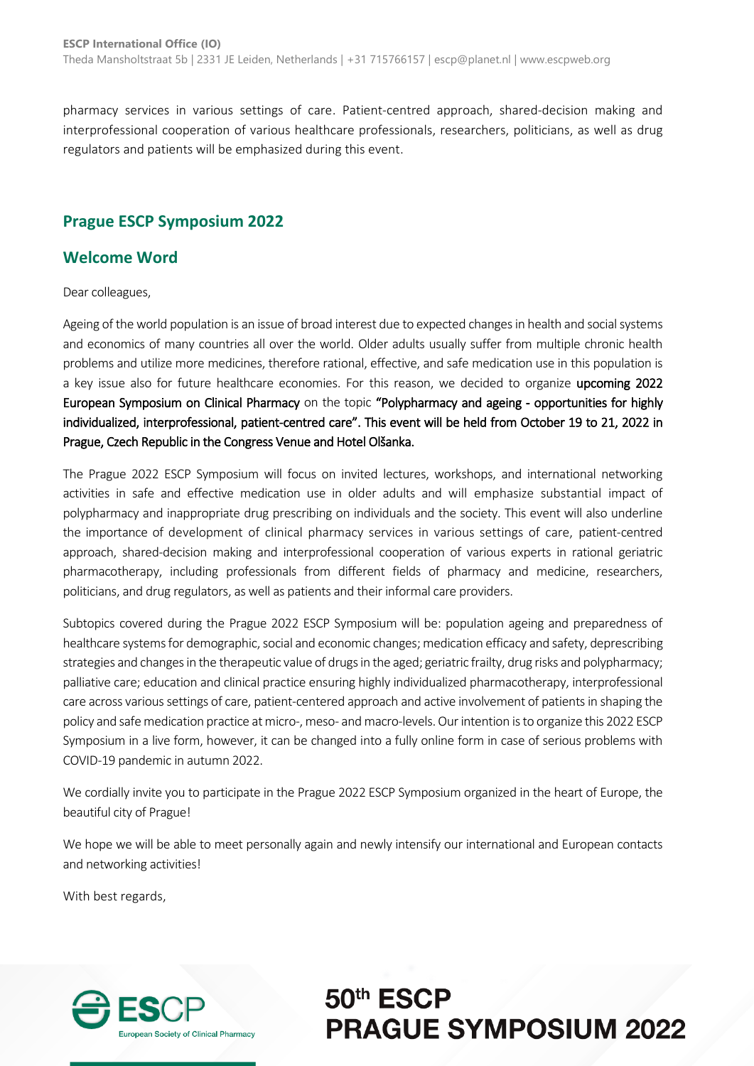pharmacy services in various settings of care. Patient-centred approach, shared-decision making and interprofessional cooperation of various healthcare professionals, researchers, politicians, as well as drug regulators and patients will be emphasized during this event.

## Prague ESCP Symposium 2022

## Welcome Word

Dear colleagues,

Ageing of the world population is an issue of broad interest due to expected changes in health and social systems and economics of many countries all over the world. Older adults usually suffer from multiple chronic health problems and utilize more medicines, therefore rational, effective, and safe medication use in this population is a key issue also for future healthcare economies. For this reason, we decided to organize upcoming 2022 European Symposium on Clinical Pharmacy on the topic "Polypharmacy and ageing - opportunities for highly individualized, interprofessional, patient-centred care". This event will be held from October 19 to 21, 2022 in Prague, Czech Republic in the Congress Venue and Hotel Olšanka.

The Prague 2022 ESCP Symposium will focus on invited lectures, workshops, and international networking activities in safe and effective medication use in older adults and will emphasize substantial impact of polypharmacy and inappropriate drug prescribing on individuals and the society. This event will also underline the importance of development of clinical pharmacy services in various settings of care, patient-centred approach, shared-decision making and interprofessional cooperation of various experts in rational geriatric pharmacotherapy, including professionals from different fields of pharmacy and medicine, researchers, politicians, and drug regulators, as well as patients and their informal care providers.

Subtopics covered during the Prague 2022 ESCP Symposium will be: population ageing and preparedness of healthcare systems for demographic, social and economic changes; medication efficacy and safety, deprescribing strategies and changes in the therapeutic value of drugs in the aged; geriatric frailty, drug risks and polypharmacy; palliative care; education and clinical practice ensuring highly individualized pharmacotherapy, interprofessional care across various settings of care, patient-centered approach and active involvement of patients in shaping the policy and safe medication practice at micro-, meso- and macro-levels. Our intention is to organize this 2022 ESCP Symposium in a live form, however, it can be changed into a fully online form in case of serious problems with COVID-19 pandemic in autumn 2022.

We cordially invite you to participate in the Prague 2022 ESCP Symposium organized in the heart of Europe, the beautiful city of Prague!

We hope we will be able to meet personally again and newly intensify our international and European contacts and networking activities!

With best regards,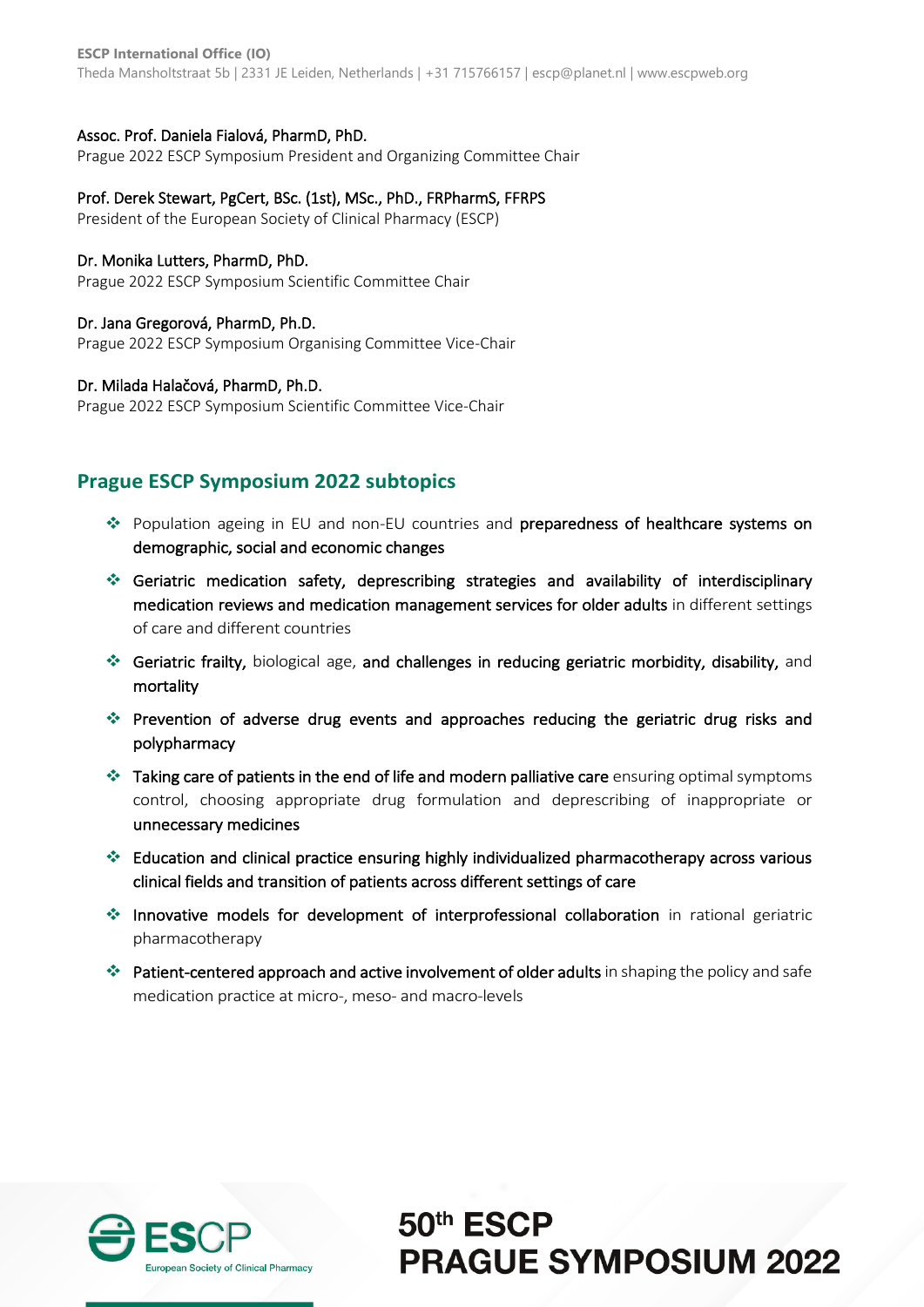Assoc. Prof. Daniela Fialová, PharmD, PhD.
Prague 2022 ESCP Symposium President and Organizing Committee Chair

Prof. Derek Stewart, PgCert, BSc. (1st), MSc., PhD., FRPharmS, FFRPS
President of the European Society of Clinical Pharmacy (ESCP)

Dr. Monika Lutters, PharmD, PhD.
Prague 2022 ESCP Symposium Scientific Committee Chair

Dr. Jana Gregorová, PharmD, Ph.D.
Prague 2022 ESCP Symposium Organising Committee Vice-Chair

Dr. Milada Halačová, PharmD, Ph.D.
Prague 2022 ESCP Symposium Scientific Committee Vice-Chair

## Prague ESCP Symposium 2022 subtopics

- Population ageing in EU and non-EU countries and **preparedness of healthcare systems on demographic, social and economic changes**
- **Geriatric medication safety, deprescribing strategies and availability of interdisciplinary medication reviews and medication management services for older adults** in different settings of care and different countries
- **Geriatric frailty,** biological age, **and challenges in reducing geriatric morbidity, disability,** and **mortality**
- **Prevention of adverse drug events and approaches reducing the geriatric drug risks and polypharmacy**
- **Taking care of patients in the end of life and modern palliative care** ensuring optimal symptoms control, choosing appropriate drug formulation and deprescribing of inappropriate or **unnecessary medicines**
- **Education and clinical practice ensuring highly individualized pharmacotherapy across various clinical fields and transition of patients across different settings of care**
- **Innovative models for development of interprofessional collaboration** in rational geriatric pharmacotherapy
- **Patient-centered approach and active involvement of older adults** in shaping the policy and safe medication practice at micro-, meso- and macro-levels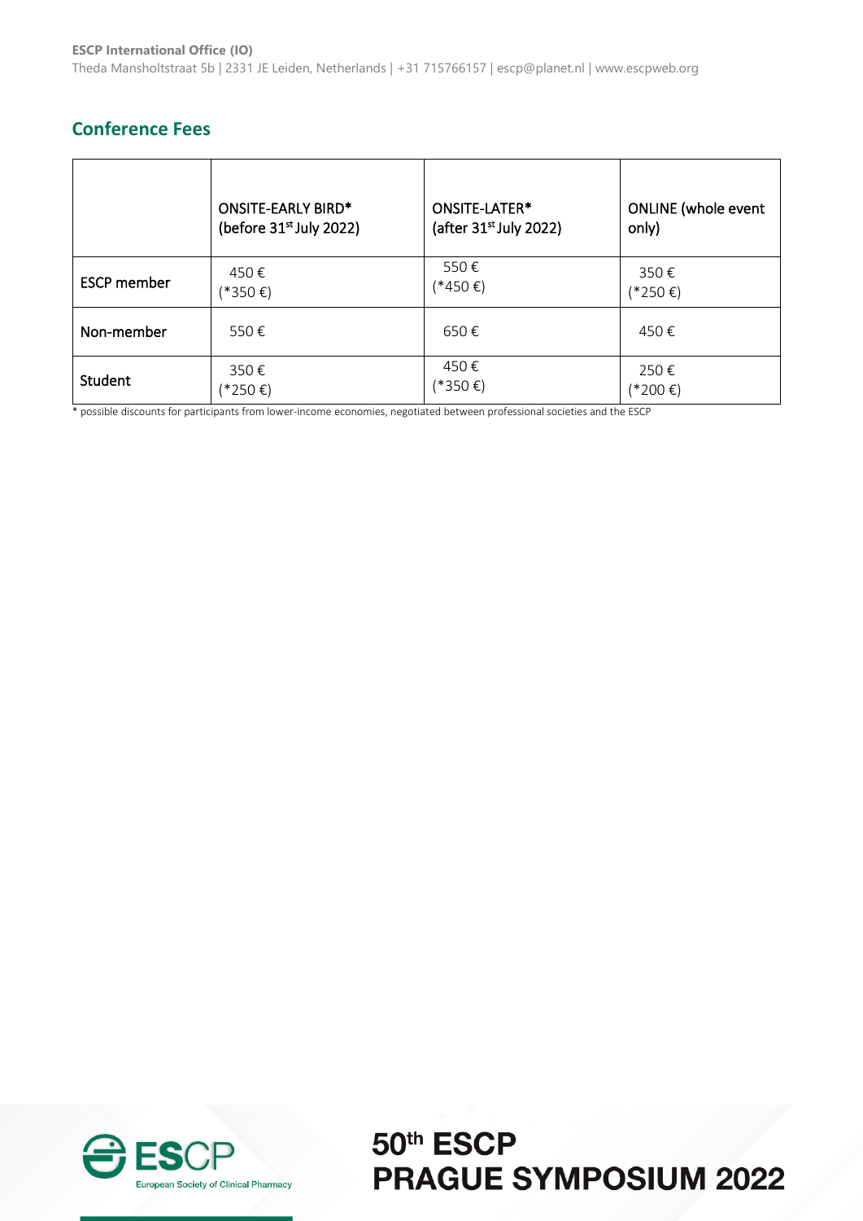## Conference Fees

| | ONSITE-EARLY BIRD* (before 31st July 2022) | ONSITE-LATER* (after 31st July 2022) | ONLINE (whole event only) |
|---|---|---|---|
| ESCP member | 450 € (*350 €) | 550 € (*450 €) | 350 € (*250 €) |
| Non-member | 550 € | 650 € | 450 € |
| Student | 350 € (*250 €) | 450 € (*350 €) | 250 € (*200 €) |

* possible discounts for participants from lower-income economies, negotiated between professional societies and the ESCP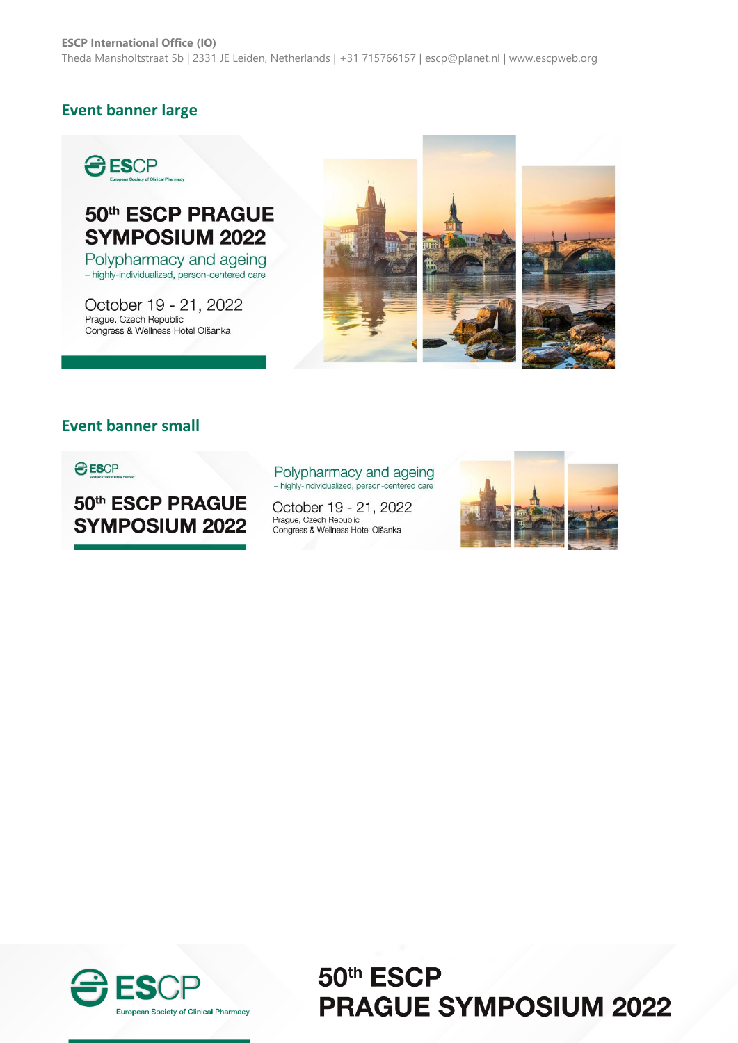ESCP International Office (IO)
Theda Mansholtstraat 5b | 2331 JE Leiden, Netherlands | +31 715766157 | escp@planet.nl | www.escpweb.org

## Event banner large

ESCP
European Society of Clinical Pharmacy

50th ESCP PRAGUE SYMPOSIUM 2022

Polypharmacy and ageing
– highly-individualized, person-centered care

October 19 - 21, 2022
Prague, Czech Republic
Congress & Wellness Hotel Olšanka

## Event banner small

ESCP
European Society of Clinical Pharmacy

50th ESCP PRAGUE SYMPOSIUM 2022

Polypharmacy and ageing
– highly-individualized, person-centered care

October 19 - 21, 2022
Prague, Czech Republic
Congress & Wellness Hotel Olšanka

ESCP
European Society of Clinical Pharmacy

50th ESCP PRAGUE SYMPOSIUM 2022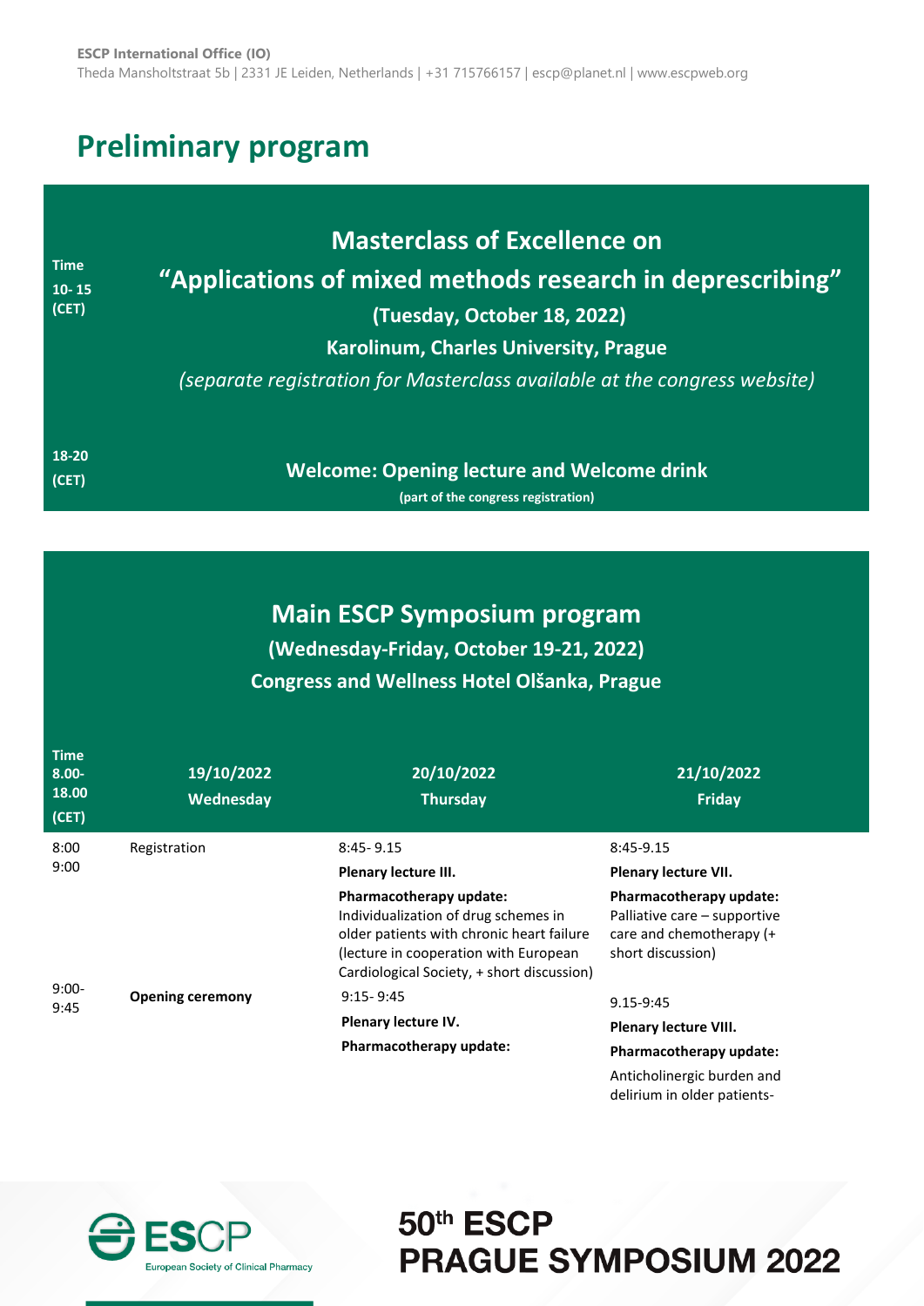**ESCP International Office (IO)**
Theda Mansholtstraat 5b | 2331 JE Leiden, Netherlands | +31 715766157 | escp@planet.nl | www.escpweb.org

# Preliminary program

| Time 10- 15 (CET) | **Masterclass of Excellence on “Applications of mixed methods research in deprescribing”** **(Tuesday, October 18, 2022)** **Karolinum, Charles University, Prague** *(separate registration for Masterclass available at the congress website)* |
|---|---|
| 18-20 (CET) | **Welcome: Opening lecture and Welcome drink** **(part of the congress registration)** |

## Main ESCP Symposium program

**(Wednesday-Friday, October 19-21, 2022)**

**Congress and Wellness Hotel Olšanka, Prague**

| Time 8.00-18.00 (CET) | 19/10/2022 Wednesday | 20/10/2022 Thursday | 21/10/2022 Friday |
|---|---|---|---|
| 8:00 9:00 | Registration | 8:45- 9.15 **Plenary lecture III.** **Pharmacotherapy update:** Individualization of drug schemes in older patients with chronic heart failure (lecture in cooperation with European Cardiological Society, + short discussion) | 8:45-9.15 **Plenary lecture VII.** **Pharmacotherapy update:** Palliative care – supportive care and chemotherapy (+ short discussion) |
| 9:00-9:45 | **Opening ceremony** | 9:15- 9:45 **Plenary lecture IV.** **Pharmacotherapy update:** | 9.15-9:45 **Plenary lecture VIII.** **Pharmacotherapy update:** Anticholinergic burden and delirium in older patients- |

ESCP European Society of Clinical Pharmacy

50th ESCP PRAGUE SYMPOSIUM 2022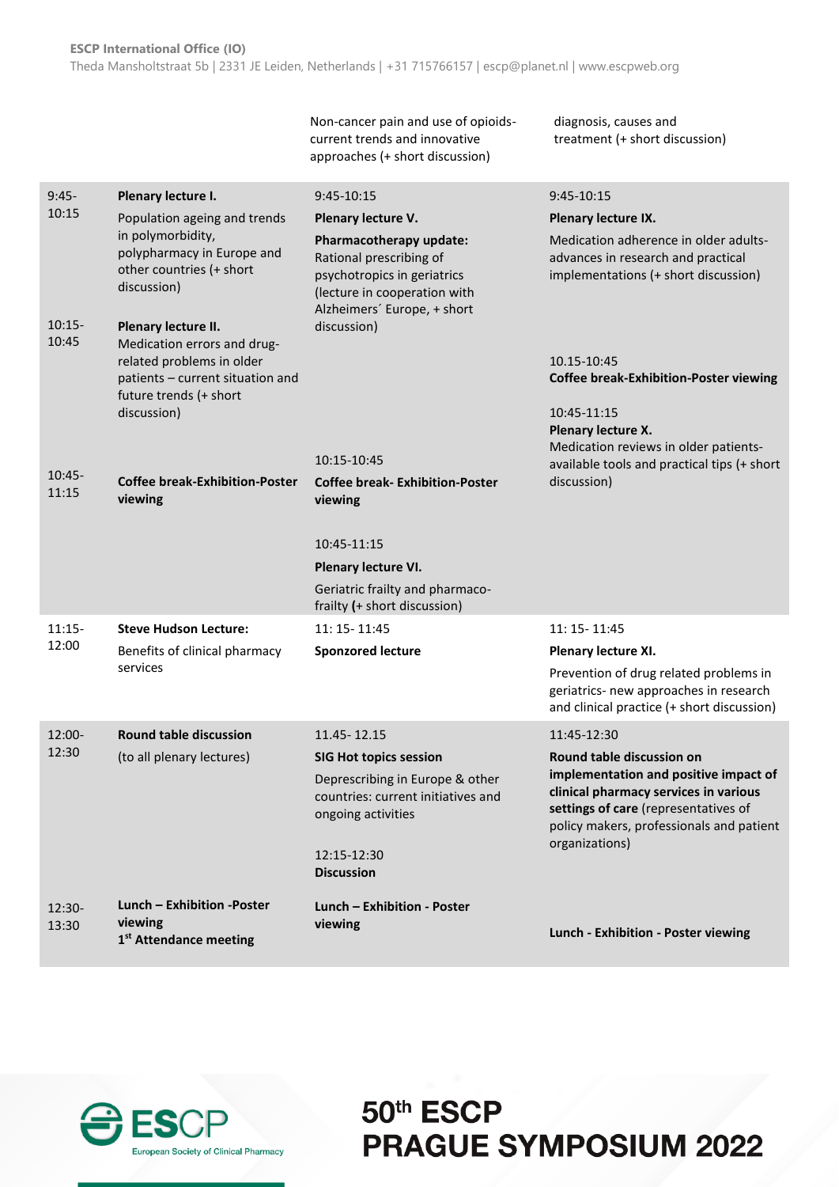| | | Non-cancer pain and use of opioids- current trends and innovative approaches (+ short discussion) | diagnosis, causes and treatment (+ short discussion) |
|---|---|---|---|
| 9:45-10:15 | **Plenary lecture I.** Population ageing and trends in polymorbidity, polypharmacy in Europe and other countries (+ short discussion) | 9:45-10:15 **Plenary lecture V.** **Pharmacotherapy update:** Rational prescribing of psychotropics in geriatrics (lecture in cooperation with Alzheimers´ Europe, + short discussion) | 9:45-10:15 **Plenary lecture IX.** Medication adherence in older adults- advances in research and practical implementations (+ short discussion) |
| 10:15-10:45 | **Plenary lecture II.** Medication errors and drug-related problems in older patients – current situation and future trends (+ short discussion) | | 10.15-10:45 **Coffee break-Exhibition-Poster viewing** |
| 10:45-11:15 | **Coffee break-Exhibition-Poster viewing** | 10:15-10:45 **Coffee break- Exhibition-Poster viewing** 10:45-11:15 **Plenary lecture VI.** Geriatric frailty and pharmaco-frailty **(**+ short discussion) | 10:45-11:15 **Plenary lecture X.** Medication reviews in older patients- available tools and practical tips (+ short discussion) |
| 11:15-12:00 | **Steve Hudson Lecture:** Benefits of clinical pharmacy services | 11: 15- 11:45 **Sponzored lecture** | 11: 15- 11:45 **Plenary lecture XI.** Prevention of drug related problems in geriatrics- new approaches in research and clinical practice (+ short discussion) |
| 12:00-12:30 | **Round table discussion** (to all plenary lectures) | 11.45- 12.15 **SIG Hot topics session** Deprescribing in Europe & other countries: current initiatives and ongoing activities 12:15-12:30 **Discussion** | 11:45-12:30 **Round table discussion on implementation and positive impact of clinical pharmacy services in various settings of care** (representatives of policy makers, professionals and patient organizations) |
| 12:30-13:30 | **Lunch – Exhibition -Poster viewing** **1st Attendance meeting** | **Lunch – Exhibition - Poster viewing** | **Lunch - Exhibition - Poster viewing** |

ESCP European Society of Clinical Pharmacy

**50th ESCP PRAGUE SYMPOSIUM 2022**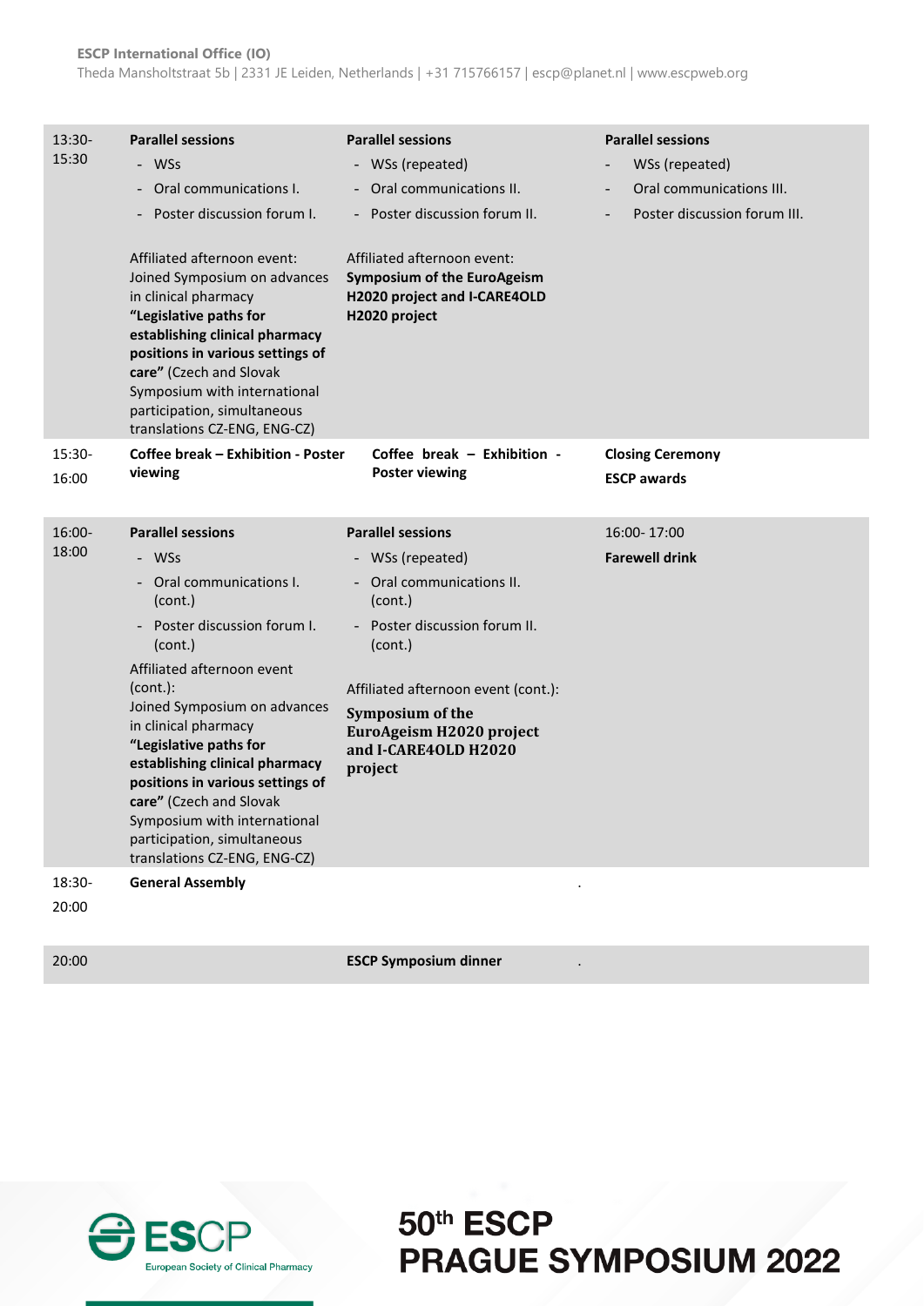| | | | |
|---|---|---|---|
| 13:30-15:30 | **Parallel sessions**<br>- WSs<br>- Oral communications I.<br>- Poster discussion forum I.<br><br>Affiliated afternoon event: Joined Symposium on advances in clinical pharmacy **"Legislative paths for establishing clinical pharmacy positions in various settings of care"** (Czech and Slovak Symposium with international participation, simultaneous translations CZ-ENG, ENG-CZ) | **Parallel sessions**<br>- WSs (repeated)<br>- Oral communications II.<br>- Poster discussion forum II.<br><br>Affiliated afternoon event: **Symposium of the EuroAgeism H2020 project and I-CARE4OLD H2020 project** | **Parallel sessions**<br>- WSs (repeated)<br>- Oral communications III.<br>- Poster discussion forum III. |
| 15:30-16:00 | **Coffee break – Exhibition - Poster viewing** | **Coffee break – Exhibition - Poster viewing** | **Closing Ceremony**<br>**ESCP awards** |
| 16:00-18:00 | **Parallel sessions**<br>- WSs<br>- Oral communications I. (cont.)<br>- Poster discussion forum I. (cont.)<br><br>Affiliated afternoon event (cont.): Joined Symposium on advances in clinical pharmacy **"Legislative paths for establishing clinical pharmacy positions in various settings of care"** (Czech and Slovak Symposium with international participation, simultaneous translations CZ-ENG, ENG-CZ) | **Parallel sessions**<br>- WSs (repeated)<br>- Oral communications II. (cont.)<br>- Poster discussion forum II. (cont.)<br><br>Affiliated afternoon event (cont.): **Symposium of the EuroAgeism H2020 project and I-CARE4OLD H2020 project** | 16:00- 17:00<br>**Farewell drink** |
| 18:30-20:00 | **General Assembly** | | . |
| 20:00 | | **ESCP Symposium dinner** | . |